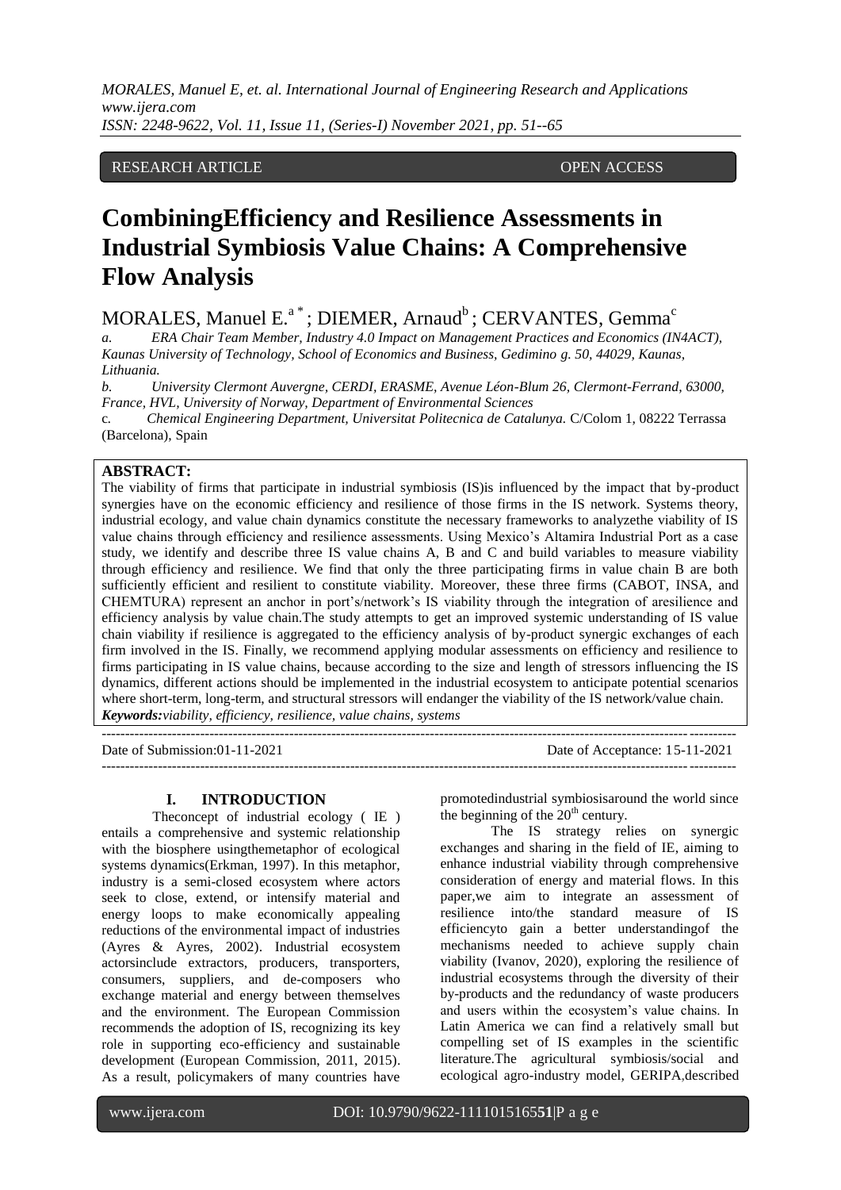RESEARCH ARTICLE OPEN ACCESS

# CombiningEfficiency and Resilience Assessments in Industrial Symbiosis Value Chains: A Comprehensive Flow Analysis

MORALES, Manuel E.[a *] ; DIEMER, Arnaud[b] ; CERVANTES, Gemma[c]

a. *ERA Chair Team Member, Industry 4.0 Impact on Management Practices and Economics (IN4ACT), Kaunas University of Technology, School of Economics and Business, Gedimino g. 50, 44029, Kaunas, Lithuania.*

b. *University Clermont Auvergne, CERDI, ERASME, Avenue Léon-Blum 26, Clermont-Ferrand, 63000, France, HVL, University of Norway, Department of Environmental Sciences*

c. *Chemical Engineering Department, Universitat Politecnica de Catalunya.* C/Colom 1, 08222 Terrassa (Barcelona), Spain

**ABSTRACT:**

The viability of firms that participate in industrial symbiosis (IS)is influenced by the impact that by-product synergies have on the economic efficiency and resilience of those firms in the IS network. Systems theory, industrial ecology, and value chain dynamics constitute the necessary frameworks to analyzethe viability of IS value chains through efficiency and resilience assessments. Using Mexico's Altamira Industrial Port as a case study, we identify and describe three IS value chains A, B and C and build variables to measure viability through efficiency and resilience. We find that only the three participating firms in value chain B are both sufficiently efficient and resilient to constitute viability. Moreover, these three firms (CABOT, INSA, and CHEMTURA) represent an anchor in port's/network's IS viability through the integration of aresilience and efficiency analysis by value chain.The study attempts to get an improved systemic understanding of IS value chain viability if resilience is aggregated to the efficiency analysis of by-product synergic exchanges of each firm involved in the IS. Finally, we recommend applying modular assessments on efficiency and resilience to firms participating in IS value chains, because according to the size and length of stressors influencing the IS dynamics, different actions should be implemented in the industrial ecosystem to anticipate potential scenarios where short-term, long-term, and structural stressors will endanger the viability of the IS network/value chain.

***Keywords:****viability, efficiency, resilience, value chains, systems*

---

Date of Submission:01-11-2021 Date of Acceptance: 15-11-2021

---

## I. INTRODUCTION

Theconcept of industrial ecology ( IE ) entails a comprehensive and systemic relationship with the biosphere usingthemetaphor of ecological systems dynamics(Erkman, 1997). In this metaphor, industry is a semi-closed ecosystem where actors seek to close, extend, or intensify material and energy loops to make economically appealing reductions of the environmental impact of industries (Ayres & Ayres, 2002). Industrial ecosystem actorsinclude extractors, producers, transporters, consumers, suppliers, and de-composers who exchange material and energy between themselves and the environment. The European Commission recommends the adoption of IS, recognizing its key role in supporting eco-efficiency and sustainable development (European Commission, 2011, 2015). As a result, policymakers of many countries have promotedindustrial symbiosisaround the world since the beginning of the 20[th] century.

The IS strategy relies on synergic exchanges and sharing in the field of IE, aiming to enhance industrial viability through comprehensive consideration of energy and material flows. In this paper,we aim to integrate an assessment of resilience into/the standard measure of IS efficiencyto gain a better understandingof the mechanisms needed to achieve supply chain viability (Ivanov, 2020), exploring the resilience of industrial ecosystems through the diversity of their by-products and the redundancy of waste producers and users within the ecosystem's value chains. In Latin America we can find a relatively small but compelling set of IS examples in the scientific literature.The agricultural symbiosis/social and ecological agro-industry model, GERIPA,described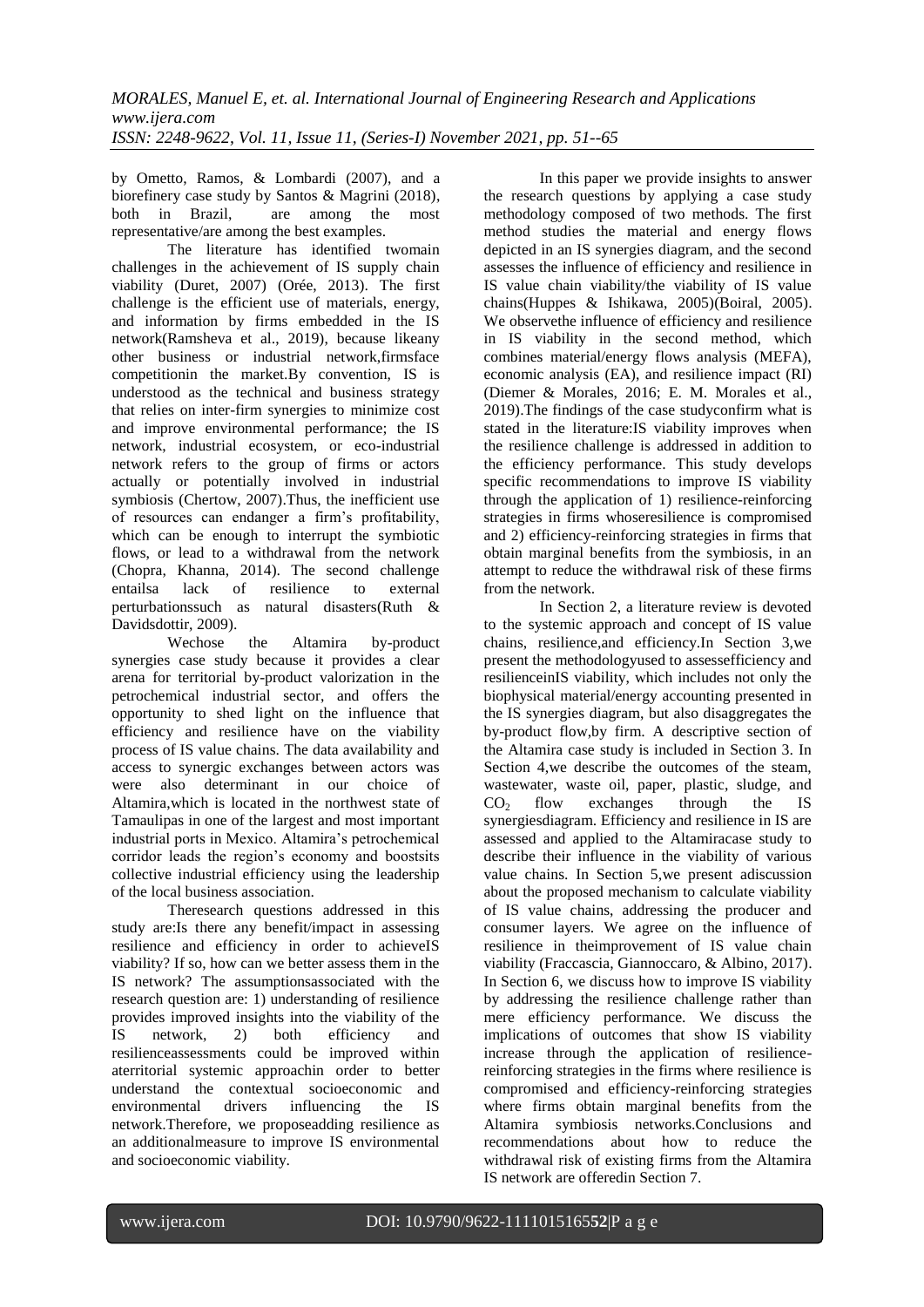by Ometto, Ramos, & Lombardi (2007), and a biorefinery case study by Santos & Magrini (2018), both in Brazil, are among the most representative/are among the best examples.

The literature has identified twomain challenges in the achievement of IS supply chain viability (Duret, 2007) (Orée, 2013). The first challenge is the efficient use of materials, energy, and information by firms embedded in the IS network(Ramsheva et al., 2019), because likeany other business or industrial network,firmsface competitionin the market.By convention, IS is understood as the technical and business strategy that relies on inter-firm synergies to minimize cost and improve environmental performance; the IS network, industrial ecosystem, or eco-industrial network refers to the group of firms or actors actually or potentially involved in industrial symbiosis (Chertow, 2007).Thus, the inefficient use of resources can endanger a firm's profitability, which can be enough to interrupt the symbiotic flows, or lead to a withdrawal from the network (Chopra, Khanna, 2014). The second challenge entailsa lack of resilience to external perturbationssuch as natural disasters(Ruth & Davidsdottir, 2009).

Wechose the Altamira by-product synergies case study because it provides a clear arena for territorial by-product valorization in the petrochemical industrial sector, and offers the opportunity to shed light on the influence that efficiency and resilience have on the viability process of IS value chains. The data availability and access to synergic exchanges between actors was were also determinant in our choice of Altamira,which is located in the northwest state of Tamaulipas in one of the largest and most important industrial ports in Mexico. Altamira's petrochemical corridor leads the region's economy and boostsits collective industrial efficiency using the leadership of the local business association.

Theresearch questions addressed in this study are:Is there any benefit/impact in assessing resilience and efficiency in order to achieveIS viability? If so, how can we better assess them in the IS network? The assumptionsassociated with the research question are: 1) understanding of resilience provides improved insights into the viability of the IS network, 2) both efficiency and resilienceassessments could be improved within aterritorial systemic approachin order to better understand the contextual socioeconomic and environmental drivers influencing the IS network.Therefore, we proposeadding resilience as an additionalmeasure to improve IS environmental and socioeconomic viability.

In this paper we provide insights to answer the research questions by applying a case study methodology composed of two methods. The first method studies the material and energy flows depicted in an IS synergies diagram, and the second assesses the influence of efficiency and resilience in IS value chain viability/the viability of IS value chains(Huppes & Ishikawa, 2005)(Boiral, 2005). We observethe influence of efficiency and resilience in IS viability in the second method, which combines material/energy flows analysis (MEFA), economic analysis (EA), and resilience impact (RI) (Diemer & Morales, 2016; E. M. Morales et al., 2019).The findings of the case studyconfirm what is stated in the literature:IS viability improves when the resilience challenge is addressed in addition to the efficiency performance. This study develops specific recommendations to improve IS viability through the application of 1) resilience-reinforcing strategies in firms whoseresilience is compromised and 2) efficiency-reinforcing strategies in firms that obtain marginal benefits from the symbiosis, in an attempt to reduce the withdrawal risk of these firms from the network.

In Section 2, a literature review is devoted to the systemic approach and concept of IS value chains, resilience,and efficiency.In Section 3,we present the methodologyused to assessefficiency and resilienceinIS viability, which includes not only the biophysical material/energy accounting presented in the IS synergies diagram, but also disaggregates the by-product flow,by firm. A descriptive section of the Altamira case study is included in Section 3. In Section 4,we describe the outcomes of the steam, wastewater, waste oil, paper, plastic, sludge, and $CO_2$ flow exchanges through the IS synergiesdiagram. Efficiency and resilience in IS are assessed and applied to the Altamiracase study to describe their influence in the viability of various value chains. In Section 5,we present adiscussion about the proposed mechanism to calculate viability of IS value chains, addressing the producer and consumer layers. We agree on the influence of resilience in theimprovement of IS value chain viability (Fraccascia, Giannoccaro, & Albino, 2017). In Section 6, we discuss how to improve IS viability by addressing the resilience challenge rather than mere efficiency performance. We discuss the implications of outcomes that show IS viability increase through the application of resilience-reinforcing strategies in the firms where resilience is compromised and efficiency-reinforcing strategies where firms obtain marginal benefits from the Altamira symbiosis networks.Conclusions and recommendations about how to reduce the withdrawal risk of existing firms from the Altamira IS network are offeredin Section 7.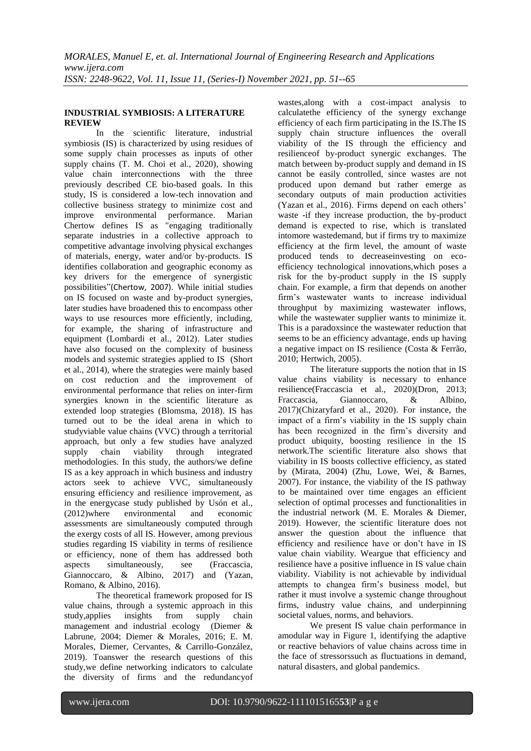## INDUSTRIAL SYMBIOSIS: A LITERATURE REVIEW

In the scientific literature, industrial symbiosis (IS) is characterized by using residues of some supply chain processes as inputs of other supply chains (T. M. Choi et al., 2020), showing value chain interconnections with the three previously described CE bio-based goals. In this study, IS is considered a low-tech innovation and collective business strategy to minimize cost and improve environmental performance. Marian Chertow defines IS as "engaging traditionally separate industries in a collective approach to competitive advantage involving physical exchanges of materials, energy, water and/or by-products. IS identifies collaboration and geographic economy as key drivers for the emergence of synergistic possibilities"(Chertow, 2007). While initial studies on IS focused on waste and by-product synergies, later studies have broadened this to encompass other ways to use resources more efficiently, including, for example, the sharing of infrastructure and equipment (Lombardi et al., 2012). Later studies have also focused on the complexity of business models and systemic strategies applied to IS (Short et al., 2014), where the strategies were mainly based on cost reduction and the improvement of environmental performance that relies on inter-firm synergies known in the scientific literature as extended loop strategies (Blomsma, 2018). IS has turned out to be the ideal arena in which to studyviable value chains (VVC) through a territorial approach, but only a few studies have analyzed supply chain viability through integrated methodologies. In this study, the authors/we define IS as a key approach in which business and industry actors seek to achieve VVC, simultaneously ensuring efficiency and resilience improvement, as in the energycase study published by Usón et al., (2012)where environmental and economic assessments are simultaneously computed through the exergy costs of all IS. However, among previous studies regarding IS viability in terms of resilience or efficiency, none of them has addressed both aspects simultaneously, see (Fraccascia, Giannoccaro, & Albino, 2017) and (Yazan, Romano, & Albino, 2016).

The theoretical framework proposed for IS value chains, through a systemic approach in this study,applies insights from supply chain management and industrial ecology (Diemer & Labrune, 2004; Diemer & Morales, 2016; E. M. Morales, Diemer, Cervantes, & Carrillo-González, 2019). Toanswer the research questions of this study,we define networking indicators to calculate the diversity of firms and the redundancyof wastes,along with a cost-impact analysis to calculatethe efficiency of the synergy exchange efficiency of each firm participating in the IS.The IS supply chain structure influences the overall viability of the IS through the efficiency and resilienceof by-product synergic exchanges. The match between by-product supply and demand in IS cannot be easily controlled, since wastes are not produced upon demand but rather emerge as secondary outputs of main production activities (Yazan et al., 2016). Firms depend on each others' waste -if they increase production, the by-product demand is expected to rise, which is translated intomore wastedemand, but if firms try to maximize efficiency at the firm level, the amount of waste produced tends to decreaseinvesting on eco-efficiency technological innovations,which poses a risk for the by-product supply in the IS supply chain. For example, a firm that depends on another firm's wastewater wants to increase individual throughput by maximizing wastewater inflows, while the wastewater supplier wants to minimize it. This is a paradoxsince the wastewater reduction that seems to be an efficiency advantage, ends up having a negative impact on IS resilience (Costa & Ferrão, 2010; Hertwich, 2005).

The literature supports the notion that in IS value chains viability is necessary to enhance resilience(Fraccascia et al., 2020)(Dron, 2013; Fraccascia, Giannoccaro, & Albino, 2017)(Chizaryfard et al., 2020). For instance, the impact of a firm's viability in the IS supply chain has been recognized in the firm's diversity and product ubiquity, boosting resilience in the IS network.The scientific literature also shows that viability in IS boosts collective efficiency, as stated by (Mirata, 2004) (Zhu, Lowe, Wei, & Barnes, 2007). For instance, the viability of the IS pathway to be maintained over time engages an efficient selection of optimal processes and functionalities in the industrial network (M. E. Morales & Diemer, 2019). However, the scientific literature does not answer the question about the influence that efficiency and resilience have or don't have in IS value chain viability. Weargue that efficiency and resilience have a positive influence in IS value chain viability. Viability is not achievable by individual attempts to changea firm's business model, but rather it must involve a systemic change throughout firms, industry value chains, and underpinning societal values, norms, and behaviors.

We present IS value chain performance in amodular way in Figure 1, identifying the adaptive or reactive behaviors of value chains across time in the face of stressorssuch as fluctuations in demand, natural disasters, and global pandemics.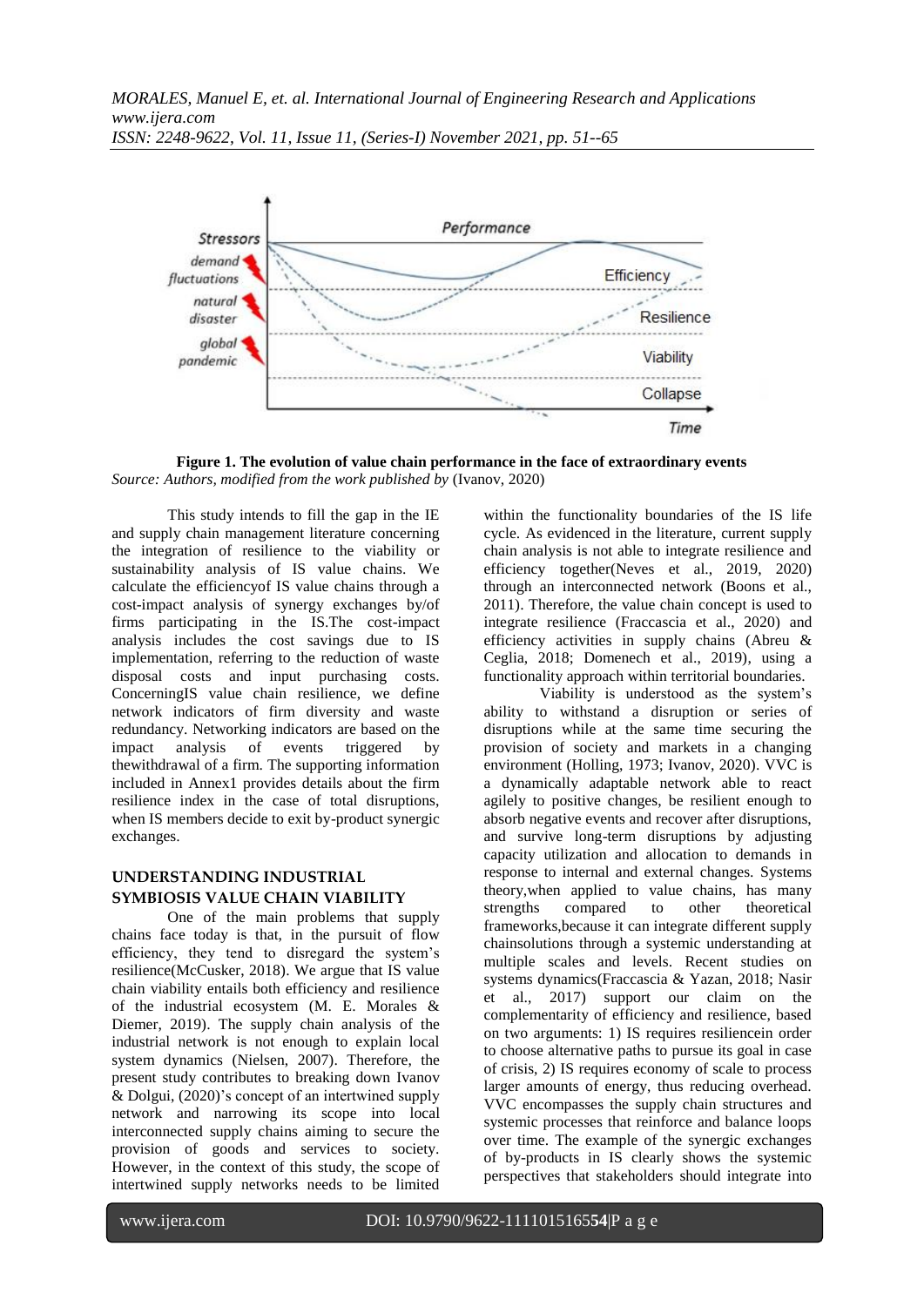**Figure 1. The evolution of value chain performance in the face of extraordinary events**
*Source: Authors, modified from the work published by* (Ivanov, 2020)

This study intends to fill the gap in the IE and supply chain management literature concerning the integration of resilience to the viability or sustainability analysis of IS value chains. We calculate the efficiencyof IS value chains through a cost-impact analysis of synergy exchanges by/of firms participating in the IS.The cost-impact analysis includes the cost savings due to IS implementation, referring to the reduction of waste disposal costs and input purchasing costs. ConcerningIS value chain resilience, we define network indicators of firm diversity and waste redundancy. Networking indicators are based on the impact analysis of events triggered by thewithdrawal of a firm. The supporting information included in Annex1 provides details about the firm resilience index in the case of total disruptions, when IS members decide to exit by-product synergic exchanges.

## UNDERSTANDING INDUSTRIAL SYMBIOSIS VALUE CHAIN VIABILITY

One of the main problems that supply chains face today is that, in the pursuit of flow efficiency, they tend to disregard the system's resilience(McCusker, 2018). We argue that IS value chain viability entails both efficiency and resilience of the industrial ecosystem (M. E. Morales & Diemer, 2019). The supply chain analysis of the industrial network is not enough to explain local system dynamics (Nielsen, 2007). Therefore, the present study contributes to breaking down Ivanov & Dolgui, (2020)'s concept of an intertwined supply network and narrowing its scope into local interconnected supply chains aiming to secure the provision of goods and services to society. However, in the context of this study, the scope of intertwined supply networks needs to be limited within the functionality boundaries of the IS life cycle. As evidenced in the literature, current supply chain analysis is not able to integrate resilience and efficiency together(Neves et al., 2019, 2020) through an interconnected network (Boons et al., 2011). Therefore, the value chain concept is used to integrate resilience (Fraccascia et al., 2020) and efficiency activities in supply chains (Abreu & Ceglia, 2018; Domenech et al., 2019), using a functionality approach within territorial boundaries.

Viability is understood as the system's ability to withstand a disruption or series of disruptions while at the same time securing the provision of society and markets in a changing environment (Holling, 1973; Ivanov, 2020). VVC is a dynamically adaptable network able to react agilely to positive changes, be resilient enough to absorb negative events and recover after disruptions, and survive long-term disruptions by adjusting capacity utilization and allocation to demands in response to internal and external changes. Systems theory,when applied to value chains, has many strengths compared to other theoretical frameworks,because it can integrate different supply chainsolutions through a systemic understanding at multiple scales and levels. Recent studies on systems dynamics(Fraccascia & Yazan, 2018; Nasir et al., 2017) support our claim on the complementarity of efficiency and resilience, based on two arguments: 1) IS requires resiliencein order to choose alternative paths to pursue its goal in case of crisis, 2) IS requires economy of scale to process larger amounts of energy, thus reducing overhead. VVC encompasses the supply chain structures and systemic processes that reinforce and balance loops over time. The example of the synergic exchanges of by-products in IS clearly shows the systemic perspectives that stakeholders should integrate into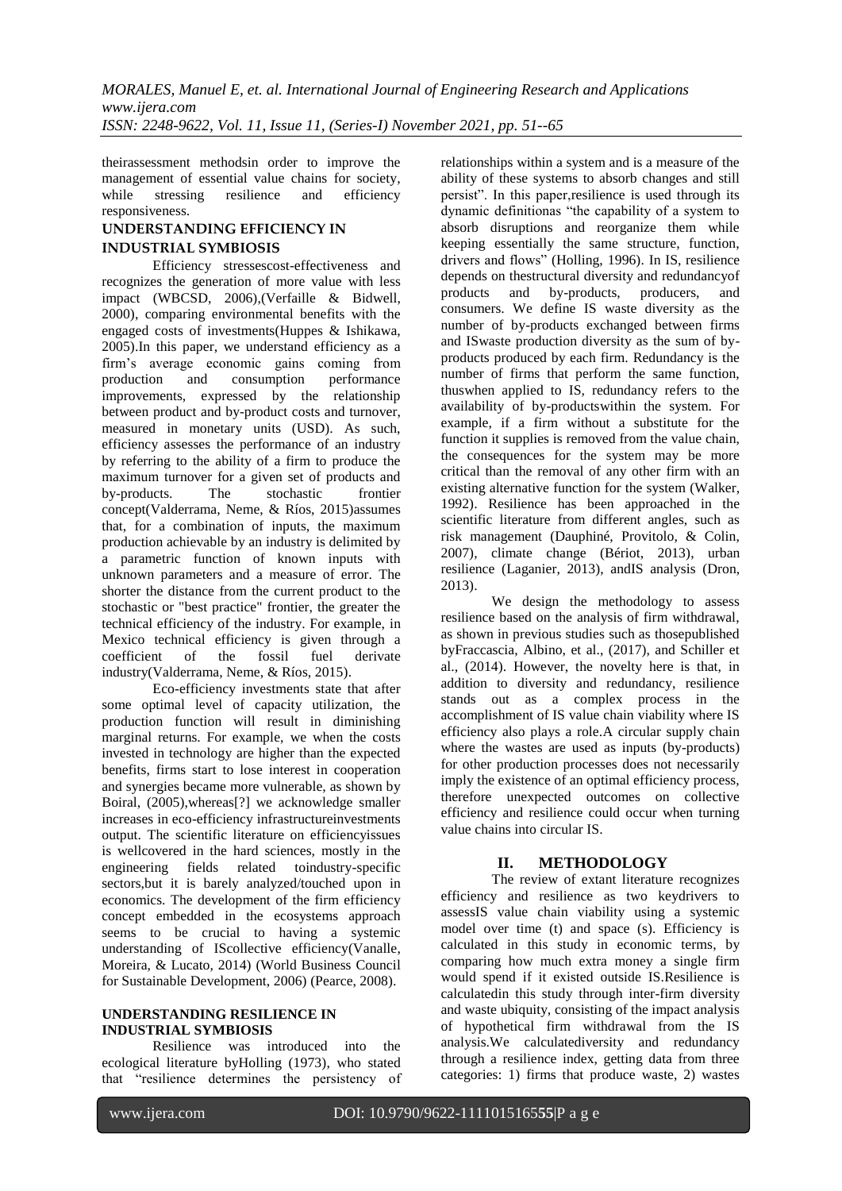theirassessment methodsin order to improve the management of essential value chains for society, while stressing resilience and efficiency responsiveness.

## UNDERSTANDING EFFICIENCY IN INDUSTRIAL SYMBIOSIS

Efficiency stressescost-effectiveness and recognizes the generation of more value with less impact (WBCSD, 2006),(Verfaille & Bidwell, 2000), comparing environmental benefits with the engaged costs of investments(Huppes & Ishikawa, 2005).In this paper, we understand efficiency as a firm's average economic gains coming from production and consumption performance improvements, expressed by the relationship between product and by-product costs and turnover, measured in monetary units (USD). As such, efficiency assesses the performance of an industry by referring to the ability of a firm to produce the maximum turnover for a given set of products and by-products. The stochastic frontier concept(Valderrama, Neme, & Ríos, 2015)assumes that, for a combination of inputs, the maximum production achievable by an industry is delimited by a parametric function of known inputs with unknown parameters and a measure of error. The shorter the distance from the current product to the stochastic or "best practice" frontier, the greater the technical efficiency of the industry. For example, in Mexico technical efficiency is given through a coefficient of the fossil fuel derivate industry(Valderrama, Neme, & Ríos, 2015).

Eco-efficiency investments state that after some optimal level of capacity utilization, the production function will result in diminishing marginal returns. For example, we when the costs invested in technology are higher than the expected benefits, firms start to lose interest in cooperation and synergies became more vulnerable, as shown by Boiral, (2005),whereas[?] we acknowledge smaller increases in eco-efficiency infrastructureinvestments output. The scientific literature on efficiencyissues is wellcovered in the hard sciences, mostly in the engineering fields related toindustry-specific sectors,but it is barely analyzed/touched upon in economics. The development of the firm efficiency concept embedded in the ecosystems approach seems to be crucial to having a systemic understanding of IScollective efficiency(Vanalle, Moreira, & Lucato, 2014) (World Business Council for Sustainable Development, 2006) (Pearce, 2008).

## UNDERSTANDING RESILIENCE IN INDUSTRIAL SYMBIOSIS

Resilience was introduced into the ecological literature byHolling (1973), who stated that "resilience determines the persistency of relationships within a system and is a measure of the ability of these systems to absorb changes and still persist". In this paper,resilience is used through its dynamic definitionas "the capability of a system to absorb disruptions and reorganize them while keeping essentially the same structure, function, drivers and flows" (Holling, 1996). In IS, resilience depends on thestructural diversity and redundancyof products and by-products, producers, and consumers. We define IS waste diversity as the number of by-products exchanged between firms and ISwaste production diversity as the sum of by-products produced by each firm. Redundancy is the number of firms that perform the same function, thuswhen applied to IS, redundancy refers to the availability of by-productswithin the system. For example, if a firm without a substitute for the function it supplies is removed from the value chain, the consequences for the system may be more critical than the removal of any other firm with an existing alternative function for the system (Walker, 1992). Resilience has been approached in the scientific literature from different angles, such as risk management (Dauphiné, Provitolo, & Colin, 2007), climate change (Bériot, 2013), urban resilience (Laganier, 2013), andIS analysis (Dron, 2013).

We design the methodology to assess resilience based on the analysis of firm withdrawal, as shown in previous studies such as thosepublished byFraccascia, Albino, et al., (2017), and Schiller et al., (2014). However, the novelty here is that, in addition to diversity and redundancy, resilience stands out as a complex process in the accomplishment of IS value chain viability where IS efficiency also plays a role.A circular supply chain where the wastes are used as inputs (by-products) for other production processes does not necessarily imply the existence of an optimal efficiency process, therefore unexpected outcomes on collective efficiency and resilience could occur when turning value chains into circular IS.

# II. METHODOLOGY

The review of extant literature recognizes efficiency and resilience as two keydrivers to assessIS value chain viability using a systemic model over time (t) and space (s). Efficiency is calculated in this study in economic terms, by comparing how much extra money a single firm would spend if it existed outside IS.Resilience is calculatedin this study through inter-firm diversity and waste ubiquity, consisting of the impact analysis of hypothetical firm withdrawal from the IS analysis.We calculatediversity and redundancy through a resilience index, getting data from three categories: 1) firms that produce waste, 2) wastes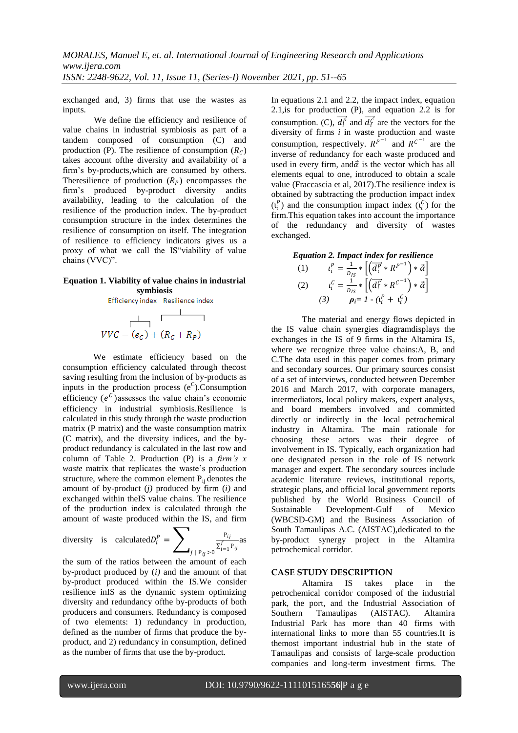exchanged and, 3) firms that use the wastes as inputs.

We define the efficiency and resilience of value chains in industrial symbiosis as part of a tandem composed of consumption (C) and production (P). The resilience of consumption ($R_C$) takes account ofthe diversity and availability of a firm's by-products,which are consumed by others. Theresilience of production ($R_P$) encompasses the firm's produced by-product diversity andits availability, leading to the calculation of the resilience of the production index. The by-product consumption structure in the index determines the resilience of consumption on itself. The integration of resilience to efficiency indicators gives us a proxy of what we call the IS"viability of value chains (VVC)".

**Equation 1. Viability of value chains in industrial symbiosis**

$$VVC = \underbrace{(e_C)}_{\text{Efficiency index}} + \underbrace{(R_C + R_P)}_{\text{Resilience index}}$$

We estimate efficiency based on the consumption efficiency calculated through thecost saving resulting from the inclusion of by-products as inputs in the production process ($e^C$).Consumption efficiency ($e^C$)assesses the value chain's economic efficiency in industrial symbiosis.Resilience is calculated in this study through the waste production matrix (P matrix) and the waste consumption matrix (C matrix), and the diversity indices, and the by-product redundancy is calculated in the last row and column of Table 2. Production (P) is a *firm's x waste* matrix that replicates the waste's production structure, where the common element $P_{ij}$ denotes the amount of by-product (*j*) produced by firm (*i*) and exchanged within theIS value chains. The resilience of the production index is calculated through the amount of waste produced within the IS, and firm diversity is calculated$D_i^P = \sum_{j \mid P_{ij}>0} \frac{P_{ij}}{\sum_{i=1}^{f} P_{ij}}$as the sum of the ratios between the amount of each by-product produced by (*i*) and the amount of that by-product produced within the IS.We consider resilience inIS as the dynamic system optimizing diversity and redundancy ofthe by-products of both producers and consumers. Redundancy is composed of two elements: 1) redundancy in production, defined as the number of firms that produce the by-product, and 2) redundancy in consumption, defined as the number of firms that use the by-product.

In equations 2.1 and 2.2, the impact index, equation 2.1,is for production (P), and equation 2.2 is for consumption. (C), $\overrightarrow{d_i^P}$ and $\overrightarrow{d_i^C}$ are the vectors for the diversity of firms *i* in waste production and waste consumption, respectively. $R^{P^{-1}}$ and $R^{C^{-1}}$ are the inverse of redundancy for each waste produced and used in every firm, and$\vec{\alpha}$ is the vector which has all elements equal to one, introduced to obtain a scale value (Fraccascia et al, 2017).The resilience index is obtained by subtracting the production impact index ($\iota_i^P$) and the consumption impact index ($\iota_i^C$) for the firm.This equation takes into account the importance of the redundancy and diversity of wastes exchanged.

***Equation 2. Impact index for resilience***

$$(1) \quad \iota_i^P = \frac{1}{D_{IS}} * \left[\left(\overrightarrow{d_i^P} * R^{P^{-1}}\right) * \vec{\alpha}\right]$$

$$(2) \quad \iota_i^C = \frac{1}{D_{IS}} * \left[\left(\overrightarrow{d_i^C} * R^{C^{-1}}\right) * \vec{\alpha}\right]$$

$$(3) \quad \rho_i = 1 - (\iota_i^P + \iota_i^C)$$

The material and energy flows depicted in the IS value chain synergies diagramdisplays the exchanges in the IS of 9 firms in the Altamira IS, where we recognize three value chains:A, B, and C.The data used in this paper comes from primary and secondary sources. Our primary sources consist of a set of interviews, conducted between December 2016 and March 2017, with corporate managers, intermediators, local policy makers, expert analysts, and board members involved and committed directly or indirectly in the local petrochemical industry in Altamira. The main rationale for choosing these actors was their degree of involvement in IS. Typically, each organization had one designated person in the role of IS network manager and expert. The secondary sources include academic literature reviews, institutional reports, strategic plans, and official local government reports published by the World Business Council of Sustainable Development-Gulf of Mexico (WBCSD-GM) and the Business Association of South Tamaulipas A.C. (AISTAC),dedicated to the by-product synergy project in the Altamira petrochemical corridor.

## CASE STUDY DESCRIPTION

Altamira IS takes place in the petrochemical corridor composed of the industrial park, the port, and the Industrial Association of Southern Tamaulipas (AISTAC). Altamira Industrial Park has more than 40 firms with international links to more than 55 countries.It is themost important industrial hub in the state of Tamaulipas and consists of large-scale production companies and long-term investment firms. The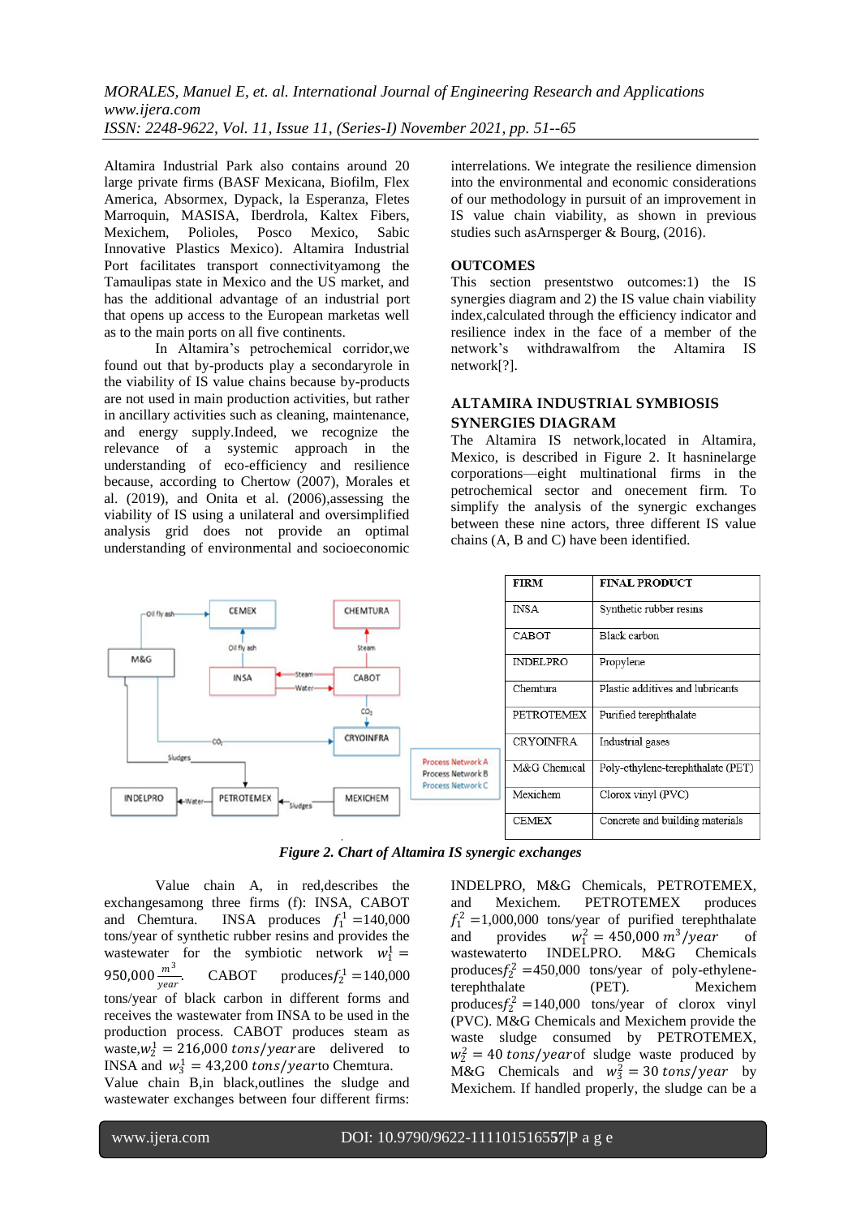Altamira Industrial Park also contains around 20 large private firms (BASF Mexicana, Biofilm, Flex America, Absormex, Dypack, la Esperanza, Fletes Marroquin, MASISA, Iberdrola, Kaltex Fibers, Mexichem, Polioles, Posco Mexico, Sabic Innovative Plastics Mexico). Altamira Industrial Port facilitates transport connectivityamong the Tamaulipas state in Mexico and the US market, and has the additional advantage of an industrial port that opens up access to the European marketas well as to the main ports on all five continents.

In Altamira's petrochemical corridor,we found out that by-products play a secondaryrole in the viability of IS value chains because by-products are not used in main production activities, but rather in ancillary activities such as cleaning, maintenance, and energy supply.Indeed, we recognize the relevance of a systemic approach in the understanding of eco-efficiency and resilience because, according to Chertow (2007), Morales et al. (2019), and Onita et al. (2006),assessing the viability of IS using a unilateral and oversimplified analysis grid does not provide an optimal understanding of environmental and socioeconomic interrelations. We integrate the resilience dimension into the environmental and economic considerations of our methodology in pursuit of an improvement in IS value chain viability, as shown in previous studies such asArnsperger & Bourg, (2016).

## OUTCOMES

This section presentstwo outcomes:1) the IS synergies diagram and 2) the IS value chain viability index,calculated through the efficiency indicator and resilience index in the face of a member of the network's withdrawalfrom the Altamira IS network[?].

## ALTAMIRA INDUSTRIAL SYMBIOSIS SYNERGIES DIAGRAM

The Altamira IS network,located in Altamira, Mexico, is described in Figure 2. It hasninelarge corporations—eight multinational firms in the petrochemical sector and onecement firm. To simplify the analysis of the synergic exchanges between these nine actors, three different IS value chains (A, B and C) have been identified.

| FIRM | FINAL PRODUCT |
|---|---|
| INSA | Synthetic rubber resins |
| CABOT | Black carbon |
| INDELPRO | Propylene |
| Chemtura | Plastic additives and lubricants |
| PETROTEMEX | Purified terephthalate |
| CRYOINFRA | Industrial gases |
| M&G Chemical | Poly-ethylene-terephthalate (PET) |
| Mexichem | Clorox vinyl (PVC) |
| CEMEX | Concrete and building materials |

*Figure 2. Chart of Altamira IS synergic exchanges*

Value chain A, in red,describes the exchangesamong three firms (f): INSA, CABOT and Chemtura. INSA produces $f_1^1$ =140,000 tons/year of synthetic rubber resins and provides the wastewater for the symbiotic network $w_1^1 = 950{,}000\,\frac{m^3}{year}$. CABOT produces$f_2^1$ =140,000 tons/year of black carbon in different forms and receives the wastewater from INSA to be used in the production process. CABOT produces steam as waste,$w_2^1 = 216{,}000\ tons/year$are delivered to INSA and $w_3^1 = 43{,}200\ tons/year$to Chemtura.

Value chain B,in black,outlines the sludge and wastewater exchanges between four different firms: INDELPRO, M&G Chemicals, PETROTEMEX, and Mexichem. PETROTEMEX produces $f_1^2$ =1,000,000 tons/year of purified terephthalate and provides $w_1^2 = 450{,}000\ m^3/year$ of wastewaterto INDELPRO. M&G Chemicals produces$f_2^2$ =450,000 tons/year of poly-ethylene-terephthalate (PET). Mexichem produces$f_3^2$ =140,000 tons/year of clorox vinyl (PVC). M&G Chemicals and Mexichem provide the waste sludge consumed by PETROTEMEX, $w_2^2 = 40\ tons/year$of sludge waste produced by M&G Chemicals and $w_3^2 = 30\ tons/year$ by Mexichem. If handled properly, the sludge can be a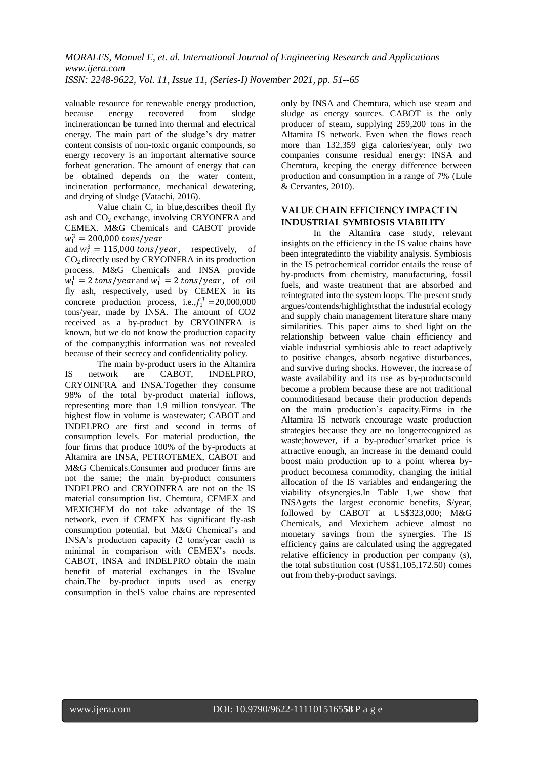valuable resource for renewable energy production, because energy recovered from sludge incinerationcan be turned into thermal and electrical energy. The main part of the sludge's dry matter content consists of non-toxic organic compounds, so energy recovery is an important alternative source forheat generation. The amount of energy that can be obtained depends on the water content, incineration performance, mechanical dewatering, and drying of sludge (Vatachi, 2016).

Value chain C, in blue,describes theoil fly ash and $CO_2$ exchange, involving CRYONFRA and CEMEX. M&G Chemicals and CABOT provide $w_1^3 = 200{,}000\ tons/year$ and $w_2^3 = 115{,}000\ tons/year$, respectively, of $CO_2$ directly used by CRYOINFRA in its production process. M&G Chemicals and INSA provide $w_1^1 = 2\ tons/year$ and $w_1^1 = 2\ tons/year$, of oil fly ash, respectively, used by CEMEX in its concrete production process, i.e.,$f_1^3$ =20,000,000 tons/year, made by INSA. The amount of CO2 received as a by-product by CRYOINFRA is known, but we do not know the production capacity of the company;this information was not revealed because of their secrecy and confidentiality policy.

The main by-product users in the Altamira IS network are CABOT, INDELPRO, CRYOINFRA and INSA.Together they consume 98% of the total by-product material inflows, representing more than 1.9 million tons/year. The highest flow in volume is wastewater; CABOT and INDELPRO are first and second in terms of consumption levels. For material production, the four firms that produce 100% of the by-products at Altamira are INSA, PETROTEMEX, CABOT and M&G Chemicals.Consumer and producer firms are not the same; the main by-product consumers INDELPRO and CRYOINFRA are not on the IS material consumption list. Chemtura, CEMEX and MEXICHEM do not take advantage of the IS network, even if CEMEX has significant fly-ash consumption potential, but M&G Chemical's and INSA's production capacity (2 tons/year each) is minimal in comparison with CEMEX's needs. CABOT, INSA and INDELPRO obtain the main benefit of material exchanges in the ISvalue chain.The by-product inputs used as energy consumption in theIS value chains are represented only by INSA and Chemtura, which use steam and sludge as energy sources. CABOT is the only producer of steam, supplying 259,200 tons in the Altamira IS network. Even when the flows reach more than 132,359 giga calories/year, only two companies consume residual energy: INSA and Chemtura, keeping the energy difference between production and consumption in a range of 7% (Lule & Cervantes, 2010).

## VALUE CHAIN EFFICIENCY IMPACT IN INDUSTRIAL SYMBIOSIS VIABILITY

In the Altamira case study, relevant insights on the efficiency in the IS value chains have been integratedinto the viability analysis. Symbiosis in the IS petrochemical corridor entails the reuse of by-products from chemistry, manufacturing, fossil fuels, and waste treatment that are absorbed and reintegrated into the system loops. The present study argues/contends/highlightsthat the industrial ecology and supply chain management literature share many similarities. This paper aims to shed light on the relationship between value chain efficiency and viable industrial symbiosis able to react adaptively to positive changes, absorb negative disturbances, and survive during shocks. However, the increase of waste availability and its use as by-productscould become a problem because these are not traditional commoditiesand because their production depends on the main production's capacity.Firms in the Altamira IS network encourage waste production strategies because they are no longerrecognized as waste;however, if a by-product'smarket price is attractive enough, an increase in the demand could boost main production up to a point wherea by-product becomesa commodity, changing the initial allocation of the IS variables and endangering the viability ofsynergies.In Table 1,we show that INSAgets the largest economic benefits, \$/year, followed by CABOT at US\$323,000; M&G Chemicals, and Mexichem achieve almost no monetary savings from the synergies. The IS efficiency gains are calculated using the aggregated relative efficiency in production per company (s), the total substitution cost (US\$1,105,172.50) comes out from theby-product savings.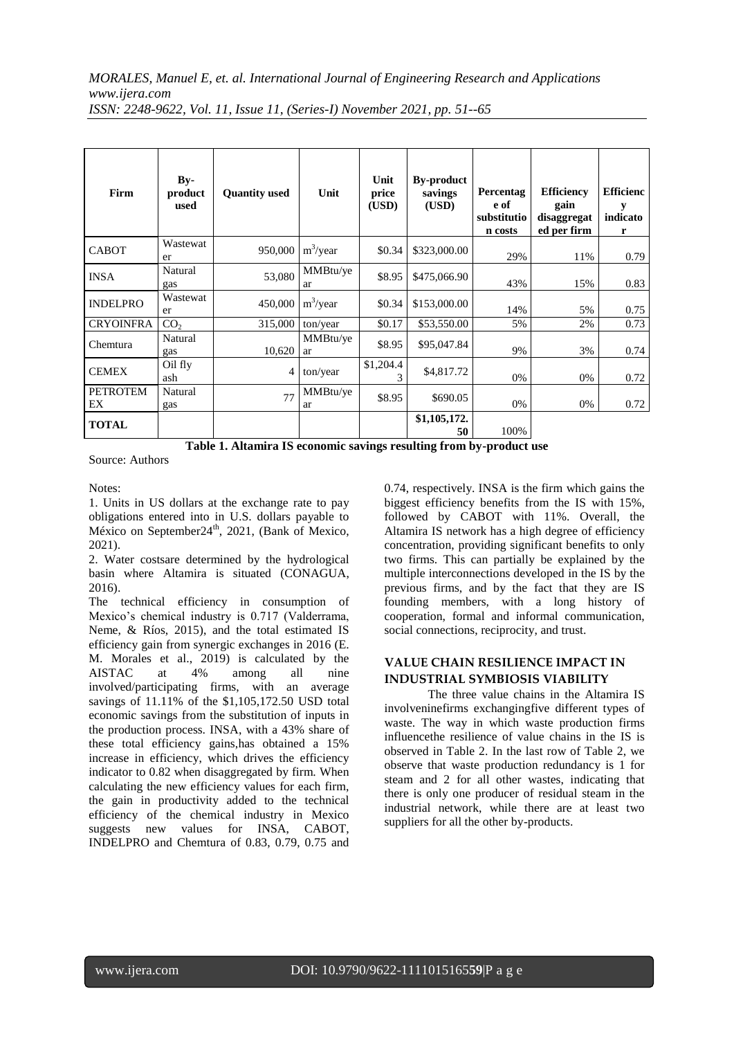| Firm | By-product used | Quantity used | Unit | Unit price (USD) | By-product savings (USD) | Percentage of substitution costs | Efficiency gain disaggregated per firm | Efficiency indicator |
|---|---|---|---|---|---|---|---|---|
| CABOT | Wastewater | 950,000 | $m^3$/year | \$0.34 | \$323,000.00 | 29% | 11% | 0.79 |
| INSA | Natural gas | 53,080 | MMBtu/year | \$8.95 | \$475,066.90 | 43% | 15% | 0.83 |
| INDELPRO | Wastewater | 450,000 | $m^3$/year | \$0.34 | \$153,000.00 | 14% | 5% | 0.75 |
| CRYOINFRA | $CO_2$ | 315,000 | ton/year | \$0.17 | \$53,550.00 | 5% | 2% | 0.73 |
| Chemtura | Natural gas | 10,620 | MMBtu/year | \$8.95 | \$95,047.84 | 9% | 3% | 0.74 |
| CEMEX | Oil fly ash | 4 | ton/year | \$1,204.43 | \$4,817.72 | 0% | 0% | 0.72 |
| PETROTEMEX | Natural gas | 77 | MMBtu/year | \$8.95 | \$690.05 | 0% | 0% | 0.72 |
| **TOTAL** | | | | | **\$1,105,172.50** | 100% | | |

**Table 1. Altamira IS economic savings resulting from by-product use**

Source: Authors

Notes:
1. Units in US dollars at the exchange rate to pay obligations entered into in U.S. dollars payable to México on September24[th], 2021, (Bank of Mexico, 2021).
2. Water costsare determined by the hydrological basin where Altamira is situated (CONAGUA, 2016).

The technical efficiency in consumption of Mexico's chemical industry is 0.717 (Valderrama, Neme, & Ríos, 2015), and the total estimated IS efficiency gain from synergic exchanges in 2016 (E. M. Morales et al., 2019) is calculated by the AISTAC at 4% among all nine involved/participating firms, with an average savings of 11.11% of the \$1,105,172.50 USD total economic savings from the substitution of inputs in the production process. INSA, with a 43% share of these total efficiency gains,has obtained a 15% increase in efficiency, which drives the efficiency indicator to 0.82 when disaggregated by firm. When calculating the new efficiency values for each firm, the gain in productivity added to the technical efficiency of the chemical industry in Mexico suggests new values for INSA, CABOT, INDELPRO and Chemtura of 0.83, 0.79, 0.75 and 0.74, respectively. INSA is the firm which gains the biggest efficiency benefits from the IS with 15%, followed by CABOT with 11%. Overall, the Altamira IS network has a high degree of efficiency concentration, providing significant benefits to only two firms. This can partially be explained by the multiple interconnections developed in the IS by the previous firms, and by the fact that they are IS founding members, with a long history of cooperation, formal and informal communication, social connections, reciprocity, and trust.

## VALUE CHAIN RESILIENCE IMPACT IN INDUSTRIAL SYMBIOSIS VIABILITY

The three value chains in the Altamira IS involveninefirms exchangingfive different types of waste. The way in which waste production firms influencethe resilience of value chains in the IS is observed in Table 2. In the last row of Table 2, we observe that waste production redundancy is 1 for steam and 2 for all other wastes, indicating that there is only one producer of residual steam in the industrial network, while there are at least two suppliers for all the other by-products.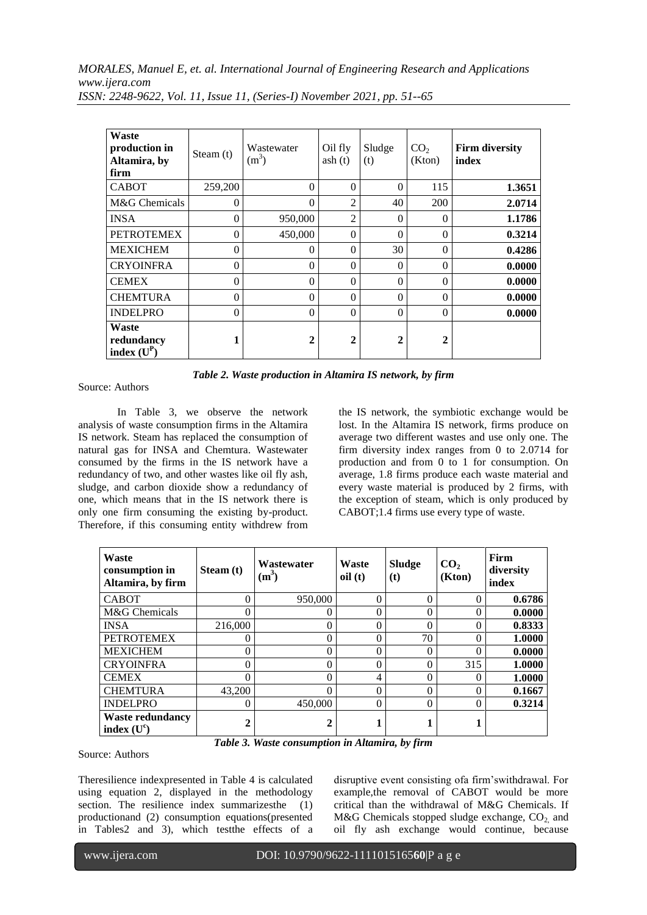| **Waste production in Altamira, by firm** | Steam (t) | Wastewater ($m^3$) | Oil fly ash (t) | Sludge (t) | $CO_2$ (Kton) | **Firm diversity index** |
|---|---|---|---|---|---|---|
| CABOT | 259,200 | 0 | 0 | 0 | 115 | **1.3651** |
| M&G Chemicals | 0 | 0 | 2 | 40 | 200 | **2.0714** |
| INSA | 0 | 950,000 | 2 | 0 | 0 | **1.1786** |
| PETROTEMEX | 0 | 450,000 | 0 | 0 | 0 | **0.3214** |
| MEXICHEM | 0 | 0 | 0 | 30 | 0 | **0.4286** |
| CRYOINFRA | 0 | 0 | 0 | 0 | 0 | **0.0000** |
| CEMEX | 0 | 0 | 0 | 0 | 0 | **0.0000** |
| CHEMTURA | 0 | 0 | 0 | 0 | 0 | **0.0000** |
| INDELPRO | 0 | 0 | 0 | 0 | 0 | **0.0000** |
| **Waste redundancy index ($U^P$)** | **1** | **2** | **2** | **2** | **2** | |

*Table 2. Waste production in Altamira IS network, by firm*

Source: Authors

In Table 3, we observe the network analysis of waste consumption firms in the Altamira IS network. Steam has replaced the consumption of natural gas for INSA and Chemtura. Wastewater consumed by the firms in the IS network have a redundancy of two, and other wastes like oil fly ash, sludge, and carbon dioxide show a redundancy of one, which means that in the IS network there is only one firm consuming the existing by-product. Therefore, if this consuming entity withdrew from the IS network, the symbiotic exchange would be lost. In the Altamira IS network, firms produce on average two different wastes and use only one. The firm diversity index ranges from 0 to 2.0714 for production and from 0 to 1 for consumption. On average, 1.8 firms produce each waste material and every waste material is produced by 2 firms, with the exception of steam, which is only produced by CABOT;1.4 firms use every type of waste.

| **Waste consumption in Altamira, by firm** | **Steam (t)** | **Wastewater ($m^3$)** | **Waste oil (t)** | **Sludge (t)** | **$CO_2$ (Kton)** | **Firm diversity index** |
|---|---|---|---|---|---|---|
| CABOT | 0 | 950,000 | 0 | 0 | 0 | **0.6786** |
| M&G Chemicals | 0 | 0 | 0 | 0 | 0 | **0.0000** |
| INSA | 216,000 | 0 | 0 | 0 | 0 | **0.8333** |
| PETROTEMEX | 0 | 0 | 0 | 70 | 0 | **1.0000** |
| MEXICHEM | 0 | 0 | 0 | 0 | 0 | **0.0000** |
| CRYOINFRA | 0 | 0 | 0 | 0 | 315 | **1.0000** |
| CEMEX | 0 | 0 | 4 | 0 | 0 | **1.0000** |
| CHEMTURA | 43,200 | 0 | 0 | 0 | 0 | **0.1667** |
| INDELPRO | 0 | 450,000 | 0 | 0 | 0 | **0.3214** |
| **Waste redundancy index ($U^c$)** | **2** | **2** | **1** | **1** | **1** | |

*Table 3. Waste consumption in Altamira, by firm*

Source: Authors

Theresilience indexpresented in Table 4 is calculated using equation 2, displayed in the methodology section. The resilience index summarizesthe (1) productionand (2) consumption equations(presented in Tables2 and 3), which testthe effects of a disruptive event consisting ofa firm'swithdrawal. For example,the removal of CABOT would be more critical than the withdrawal of M&G Chemicals. If M&G Chemicals stopped sludge exchange, $CO_2$ and oil fly ash exchange would continue, because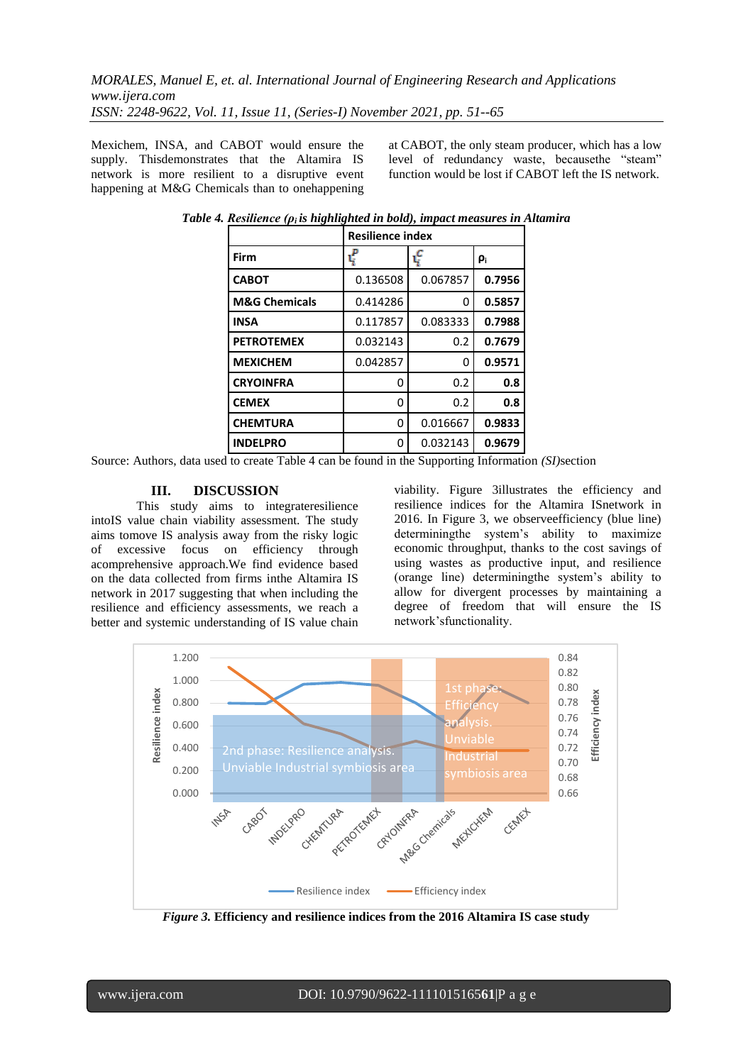Mexichem, INSA, and CABOT would ensure the supply. Thisdemonstrates that the Altamira IS network is more resilient to a disruptive event happening at M&G Chemicals than to onehappening at CABOT, the only steam producer, which has a low level of redundancy waste, becausethe "steam" function would be lost if CABOT left the IS network.

*Table 4. Resilience ($\rho_i$ is highlighted in bold), impact measures in Altamira*

| Firm | Resilience index | | |
|---|---|---|---|
| | $\zeta_i^P$ | $\zeta_i^C$ | $\rho_i$ |
| **CABOT** | 0.136508 | 0.067857 | **0.7956** |
| **M&G Chemicals** | 0.414286 | 0 | **0.5857** |
| **INSA** | 0.117857 | 0.083333 | **0.7988** |
| **PETROTEMEX** | 0.032143 | 0.2 | **0.7679** |
| **MEXICHEM** | 0.042857 | 0 | **0.9571** |
| **CRYOINFRA** | 0 | 0.2 | **0.8** |
| **CEMEX** | 0 | 0.2 | **0.8** |
| **CHEMTURA** | 0 | 0.016667 | **0.9833** |
| **INDELPRO** | 0 | 0.032143 | **0.9679** |

Source: Authors, data used to create Table 4 can be found in the Supporting Information *(SI)*section

## III. DISCUSSION

This study aims to integrateresilience intoIS value chain viability assessment. The study aims tomove IS analysis away from the risky logic of excessive focus on efficiency through acomprehensive approach.We find evidence based on the data collected from firms inthe Altamira IS network in 2017 suggesting that when including the resilience and efficiency assessments, we reach a better and systemic understanding of IS value chain viability. Figure 3illustrates the efficiency and resilience indices for the Altamira ISnetwork in 2016. In Figure 3, we observeefficiency (blue line) determiningthe system's ability to maximize economic throughput, thanks to the cost savings of using wastes as productive input, and resilience (orange line) determiningthe system's ability to allow for divergent processes by maintaining a degree of freedom that will ensure the IS network'sfunctionality.

***Figure 3.*** **Efficiency and resilience indices from the 2016 Altamira IS case study**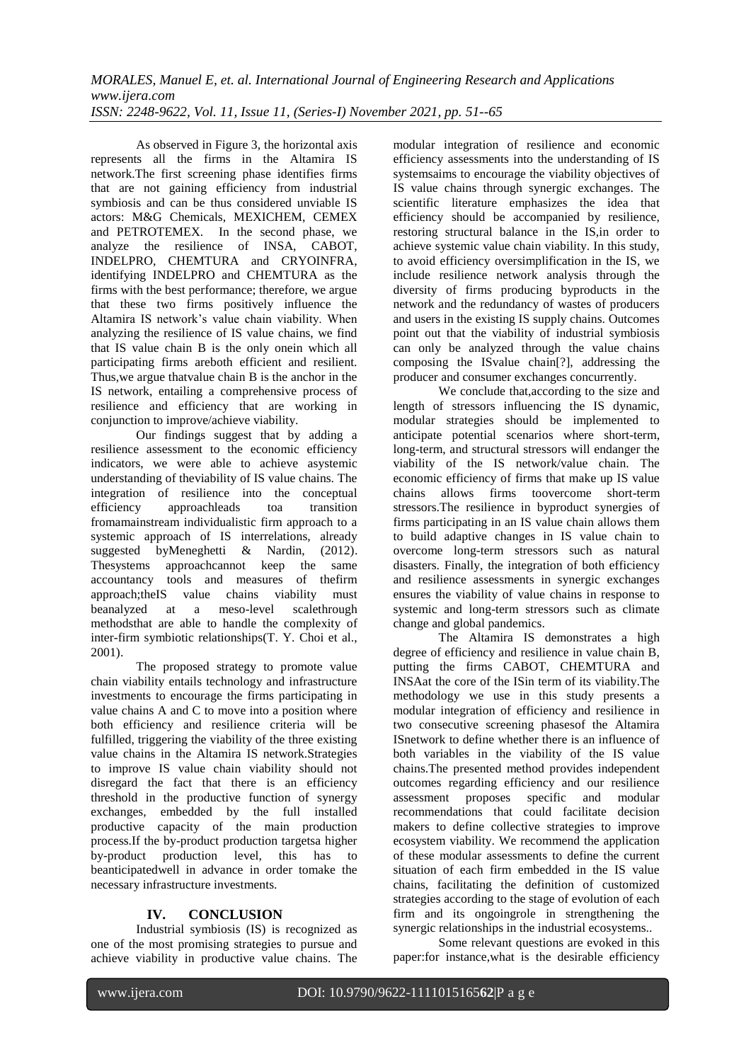As observed in Figure 3, the horizontal axis represents all the firms in the Altamira IS network.The first screening phase identifies firms that are not gaining efficiency from industrial symbiosis and can be thus considered unviable IS actors: M&G Chemicals, MEXICHEM, CEMEX and PETROTEMEX. In the second phase, we analyze the resilience of INSA, CABOT, INDELPRO, CHEMTURA and CRYOINFRA, identifying INDELPRO and CHEMTURA as the firms with the best performance; therefore, we argue that these two firms positively influence the Altamira IS network's value chain viability. When analyzing the resilience of IS value chains, we find that IS value chain B is the only onein which all participating firms areboth efficient and resilient. Thus,we argue thatvalue chain B is the anchor in the IS network, entailing a comprehensive process of resilience and efficiency that are working in conjunction to improve/achieve viability.

Our findings suggest that by adding a resilience assessment to the economic efficiency indicators, we were able to achieve asystemic understanding of theviability of IS value chains. The integration of resilience into the conceptual efficiency approachleads toa transition fromamainstream individualistic firm approach to a systemic approach of IS interrelations, already suggested byMeneghetti & Nardin, (2012). Thesystems approachcannot keep the same accountancy tools and measures of thefirm approach;theIS value chains viability must beanalyzed at a meso-level scalethrough methodsthat are able to handle the complexity of inter-firm symbiotic relationships(T. Y. Choi et al., 2001).

The proposed strategy to promote value chain viability entails technology and infrastructure investments to encourage the firms participating in value chains A and C to move into a position where both efficiency and resilience criteria will be fulfilled, triggering the viability of the three existing value chains in the Altamira IS network.Strategies to improve IS value chain viability should not disregard the fact that there is an efficiency threshold in the productive function of synergy exchanges, embedded by the full installed productive capacity of the main production process.If the by-product production targetsa higher by-product production level, this has to beanticipatedwell in advance in order tomake the necessary infrastructure investments.

## IV. CONCLUSION

Industrial symbiosis (IS) is recognized as one of the most promising strategies to pursue and achieve viability in productive value chains. The modular integration of resilience and economic efficiency assessments into the understanding of IS systemsaims to encourage the viability objectives of IS value chains through synergic exchanges. The scientific literature emphasizes the idea that efficiency should be accompanied by resilience, restoring structural balance in the IS,in order to achieve systemic value chain viability. In this study, to avoid efficiency oversimplification in the IS, we include resilience network analysis through the diversity of firms producing byproducts in the network and the redundancy of wastes of producers and users in the existing IS supply chains. Outcomes point out that the viability of industrial symbiosis can only be analyzed through the value chains composing the ISvalue chain[?], addressing the producer and consumer exchanges concurrently.

We conclude that,according to the size and length of stressors influencing the IS dynamic, modular strategies should be implemented to anticipate potential scenarios where short-term, long-term, and structural stressors will endanger the viability of the IS network/value chain. The economic efficiency of firms that make up IS value chains allows firms toovercome short-term stressors.The resilience in byproduct synergies of firms participating in an IS value chain allows them to build adaptive changes in IS value chain to overcome long-term stressors such as natural disasters. Finally, the integration of both efficiency and resilience assessments in synergic exchanges ensures the viability of value chains in response to systemic and long-term stressors such as climate change and global pandemics.

The Altamira IS demonstrates a high degree of efficiency and resilience in value chain B, putting the firms CABOT, CHEMTURA and INSAat the core of the ISin term of its viability.The methodology we use in this study presents a modular integration of efficiency and resilience in two consecutive screening phasesof the Altamira ISnetwork to define whether there is an influence of both variables in the viability of the IS value chains.The presented method provides independent outcomes regarding efficiency and our resilience assessment proposes specific and modular recommendations that could facilitate decision makers to define collective strategies to improve ecosystem viability. We recommend the application of these modular assessments to define the current situation of each firm embedded in the IS value chains, facilitating the definition of customized strategies according to the stage of evolution of each firm and its ongoingrole in strengthening the synergic relationships in the industrial ecosystems..

Some relevant questions are evoked in this paper:for instance,what is the desirable efficiency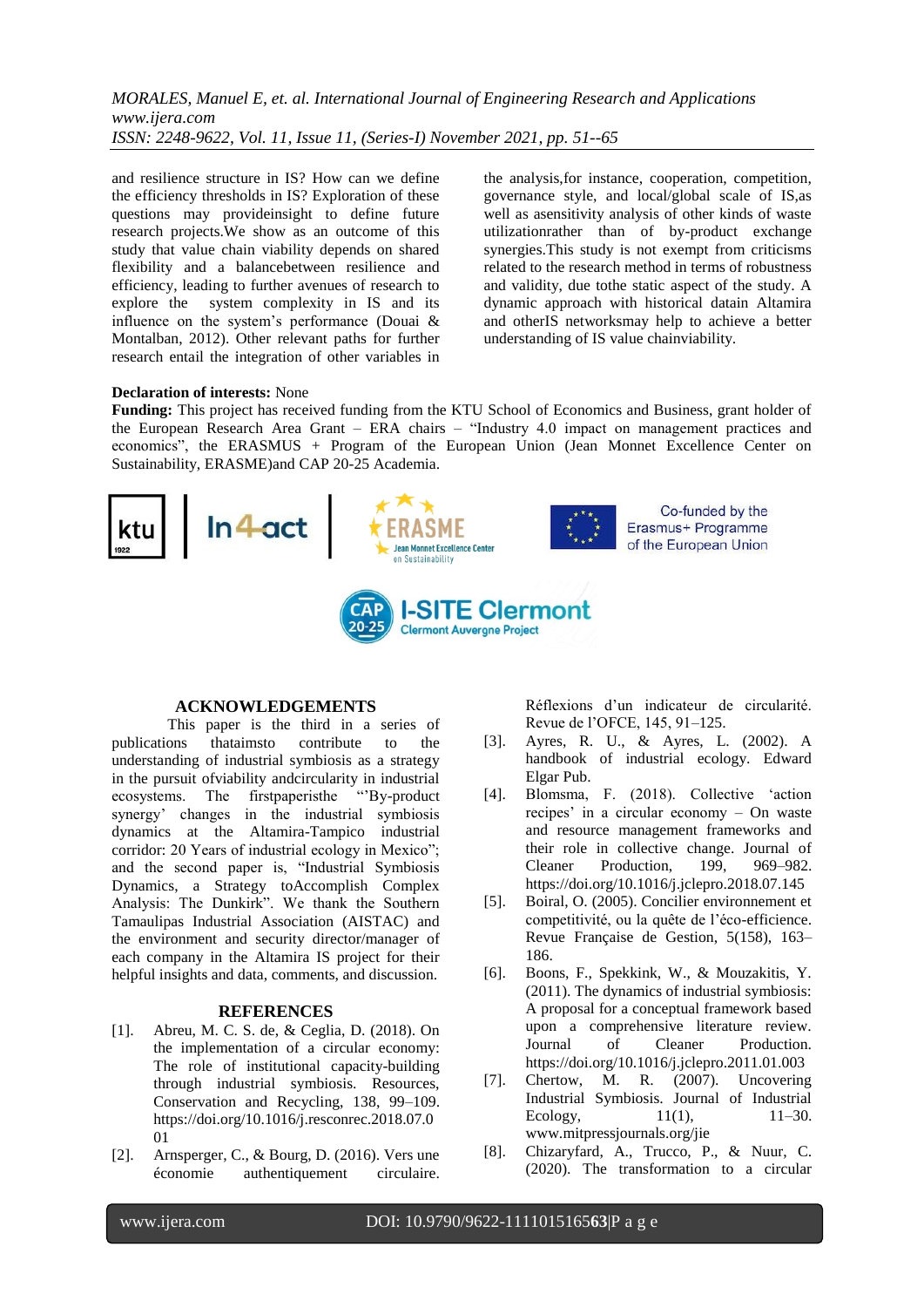and resilience structure in IS? How can we define the efficiency thresholds in IS? Exploration of these questions may provideinsight to define future research projects.We show as an outcome of this study that value chain viability depends on shared flexibility and a balancebetween resilience and efficiency, leading to further avenues of research to explore the system complexity in IS and its influence on the system's performance (Douai & Montalban, 2012). Other relevant paths for further research entail the integration of other variables in the analysis,for instance, cooperation, competition, governance style, and local/global scale of IS,as well as asensitivity analysis of other kinds of waste utilizationrather than of by-product exchange synergies.This study is not exempt from criticisms related to the research method in terms of robustness and validity, due tothe static aspect of the study. A dynamic approach with historical datain Altamira and otherIS networksmay help to achieve a better understanding of IS value chainviability.

**Declaration of interests:** None

**Funding:** This project has received funding from the KTU School of Economics and Business, grant holder of the European Research Area Grant – ERA chairs – "Industry 4.0 impact on management practices and economics", the ERASMUS + Program of the European Union (Jean Monnet Excellence Center on Sustainability, ERASME)and CAP 20-25 Academia.

ktu 1922 | In4act | ERASME Jean Monnet Excellence Center on Sustainability | Co-funded by the Erasmus+ Programme of the European Union

CAP 20-25 I-SITE Clermont Clermont Auvergne Project

## ACKNOWLEDGEMENTS

This paper is the third in a series of publications thataimsto contribute to the understanding of industrial symbiosis as a strategy in the pursuit ofviability andcircularity in industrial ecosystems. The firstpaperisthe "'By-product synergy' changes in the industrial symbiosis dynamics at the Altamira-Tampico industrial corridor: 20 Years of industrial ecology in Mexico"; and the second paper is, "Industrial Symbiosis Dynamics, a Strategy toAccomplish Complex Analysis: The Dunkirk". We thank the Southern Tamaulipas Industrial Association (AISTAC) and the environment and security director/manager of each company in the Altamira IS project for their helpful insights and data, comments, and discussion.

## REFERENCES

[1]. Abreu, M. C. S. de, & Ceglia, D. (2018). On the implementation of a circular economy: The role of institutional capacity-building through industrial symbiosis. Resources, Conservation and Recycling, 138, 99–109. https://doi.org/10.1016/j.resconrec.2018.07.001

[2]. Arnsperger, C., & Bourg, D. (2016). Vers une économie authentiquement circulaire. Réflexions d'un indicateur de circularité. Revue de l'OFCE, 145, 91–125.

[3]. Ayres, R. U., & Ayres, L. (2002). A handbook of industrial ecology. Edward Elgar Pub.

[4]. Blomsma, F. (2018). Collective 'action recipes' in a circular economy – On waste and resource management frameworks and their role in collective change. Journal of Cleaner Production, 199, 969–982. https://doi.org/10.1016/j.jclepro.2018.07.145

[5]. Boiral, O. (2005). Concilier environnement et competitivité, ou la quête de l'éco-efficience. Revue Française de Gestion, 5(158), 163–186.

[6]. Boons, F., Spekkink, W., & Mouzakitis, Y. (2011). The dynamics of industrial symbiosis: A proposal for a conceptual framework based upon a comprehensive literature review. Journal of Cleaner Production. https://doi.org/10.1016/j.jclepro.2011.01.003

[7]. Chertow, M. R. (2007). Uncovering Industrial Symbiosis. Journal of Industrial Ecology, 11(1), 11–30. www.mitpressjournals.org/jie

[8]. Chizaryfard, A., Trucco, P., & Nuur, C. (2020). The transformation to a circular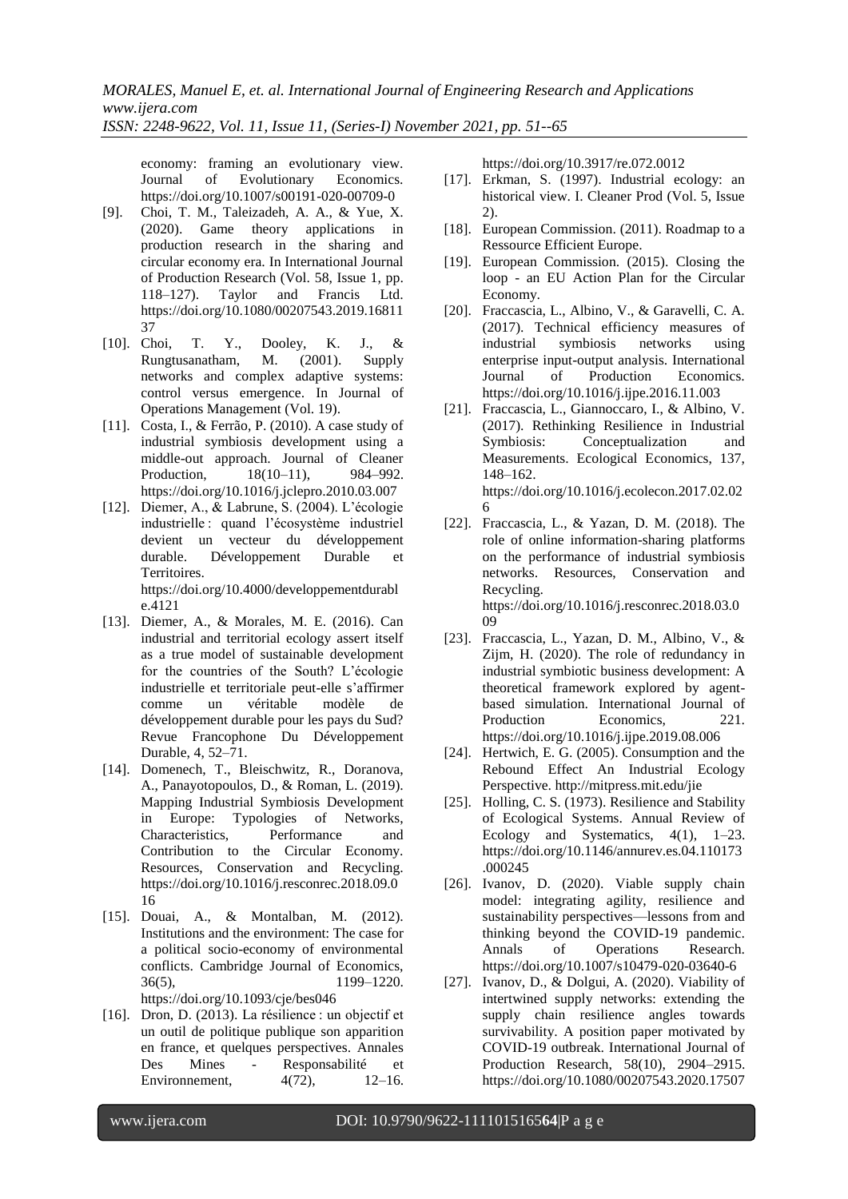economy: framing an evolutionary view. Journal of Evolutionary Economics. https://doi.org/10.1007/s00191-020-00709-0

[9]. Choi, T. M., Taleizadeh, A. A., & Yue, X. (2020). Game theory applications in production research in the sharing and circular economy era. In International Journal of Production Research (Vol. 58, Issue 1, pp. 118–127). Taylor and Francis Ltd. https://doi.org/10.1080/00207543.2019.1681137

[10]. Choi, T. Y., Dooley, K. J., & Rungtusanatham, M. (2001). Supply networks and complex adaptive systems: control versus emergence. In Journal of Operations Management (Vol. 19).

[11]. Costa, I., & Ferrão, P. (2010). A case study of industrial symbiosis development using a middle-out approach. Journal of Cleaner Production, 18(10–11), 984–992. https://doi.org/10.1016/j.jclepro.2010.03.007

[12]. Diemer, A., & Labrune, S. (2004). L'écologie industrielle : quand l'écosystème industriel devient un vecteur du développement durable. Développement Durable et Territoires. https://doi.org/10.4000/developpementdurable.4121

[13]. Diemer, A., & Morales, M. E. (2016). Can industrial and territorial ecology assert itself as a true model of sustainable development for the countries of the South? L'écologie industrielle et territoriale peut-elle s'affirmer comme un véritable modèle de développement durable pour les pays du Sud? Revue Francophone Du Développement Durable, 4, 52–71.

[14]. Domenech, T., Bleischwitz, R., Doranova, A., Panayotopoulos, D., & Roman, L. (2019). Mapping Industrial Symbiosis Development in Europe: Typologies of Networks, Characteristics, Performance and Contribution to the Circular Economy. Resources, Conservation and Recycling. https://doi.org/10.1016/j.resconrec.2018.09.016

[15]. Douai, A., & Montalban, M. (2012). Institutions and the environment: The case for a political socio-economy of environmental conflicts. Cambridge Journal of Economics, 36(5), 1199–1220. https://doi.org/10.1093/cje/bes046

[16]. Dron, D. (2013). La résilience : un objectif et un outil de politique publique son apparition en france, et quelques perspectives. Annales Des Mines - Responsabilité et Environnement, 4(72), 12–16. https://doi.org/10.3917/re.072.0012

[17]. Erkman, S. (1997). Industrial ecology: an historical view. I. Cleaner Prod (Vol. 5, Issue 2).

[18]. European Commission. (2011). Roadmap to a Ressource Efficient Europe.

[19]. European Commission. (2015). Closing the loop - an EU Action Plan for the Circular Economy.

[20]. Fraccascia, L., Albino, V., & Garavelli, C. A. (2017). Technical efficiency measures of industrial symbiosis networks using enterprise input-output analysis. International Journal of Production Economics. https://doi.org/10.1016/j.ijpe.2016.11.003

[21]. Fraccascia, L., Giannoccaro, I., & Albino, V. (2017). Rethinking Resilience in Industrial Symbiosis: Conceptualization and Measurements. Ecological Economics, 137, 148–162. https://doi.org/10.1016/j.ecolecon.2017.02.026

[22]. Fraccascia, L., & Yazan, D. M. (2018). The role of online information-sharing platforms on the performance of industrial symbiosis networks. Resources, Conservation and Recycling. https://doi.org/10.1016/j.resconrec.2018.03.009

[23]. Fraccascia, L., Yazan, D. M., Albino, V., & Zijm, H. (2020). The role of redundancy in industrial symbiotic business development: A theoretical framework explored by agent-based simulation. International Journal of Production Economics, 221. https://doi.org/10.1016/j.ijpe.2019.08.006

[24]. Hertwich, E. G. (2005). Consumption and the Rebound Effect An Industrial Ecology Perspective. http://mitpress.mit.edu/jie

[25]. Holling, C. S. (1973). Resilience and Stability of Ecological Systems. Annual Review of Ecology and Systematics, 4(1), 1–23. https://doi.org/10.1146/annurev.es.04.110173.000245

[26]. Ivanov, D. (2020). Viable supply chain model: integrating agility, resilience and sustainability perspectives—lessons from and thinking beyond the COVID-19 pandemic. Annals of Operations Research. https://doi.org/10.1007/s10479-020-03640-6

[27]. Ivanov, D., & Dolgui, A. (2020). Viability of intertwined supply networks: extending the supply chain resilience angles towards survivability. A position paper motivated by COVID-19 outbreak. International Journal of Production Research, 58(10), 2904–2915. https://doi.org/10.1080/00207543.2020.17507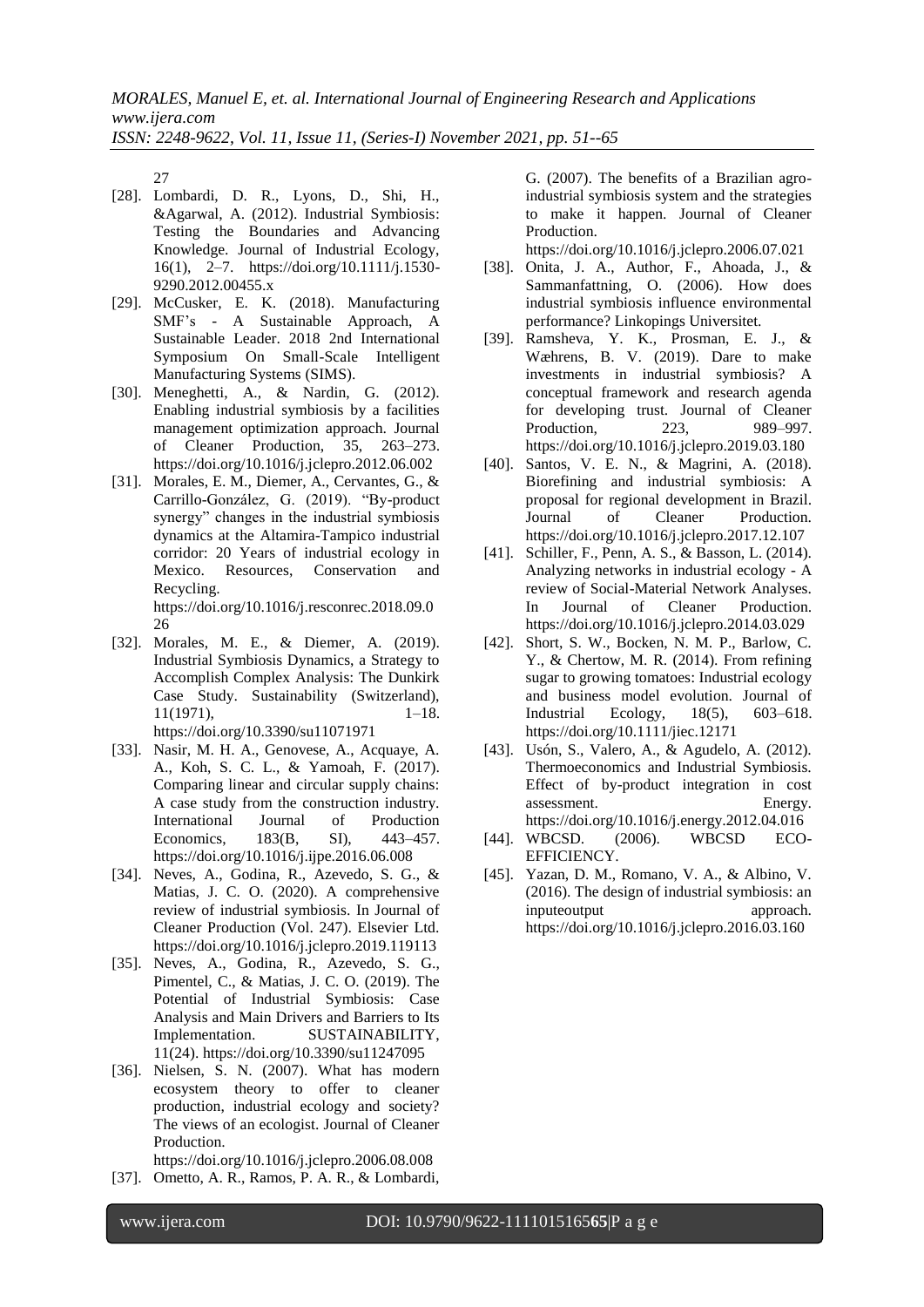27

[28]. Lombardi, D. R., Lyons, D., Shi, H., &Agarwal, A. (2012). Industrial Symbiosis: Testing the Boundaries and Advancing Knowledge. Journal of Industrial Ecology, 16(1), 2–7. https://doi.org/10.1111/j.1530-9290.2012.00455.x

[29]. McCusker, E. K. (2018). Manufacturing SMF's - A Sustainable Approach, A Sustainable Leader. 2018 2nd International Symposium On Small-Scale Intelligent Manufacturing Systems (SIMS).

[30]. Meneghetti, A., & Nardin, G. (2012). Enabling industrial symbiosis by a facilities management optimization approach. Journal of Cleaner Production, 35, 263–273. https://doi.org/10.1016/j.jclepro.2012.06.002

[31]. Morales, E. M., Diemer, A., Cervantes, G., & Carrillo-González, G. (2019). "By-product synergy" changes in the industrial symbiosis dynamics at the Altamira-Tampico industrial corridor: 20 Years of industrial ecology in Mexico. Resources, Conservation and Recycling. https://doi.org/10.1016/j.resconrec.2018.09.026

[32]. Morales, M. E., & Diemer, A. (2019). Industrial Symbiosis Dynamics, a Strategy to Accomplish Complex Analysis: The Dunkirk Case Study. Sustainability (Switzerland), 11(1971), 1–18. https://doi.org/10.3390/su11071971

[33]. Nasir, M. H. A., Genovese, A., Acquaye, A. A., Koh, S. C. L., & Yamoah, F. (2017). Comparing linear and circular supply chains: A case study from the construction industry. International Journal of Production Economics, 183(B, SI), 443–457. https://doi.org/10.1016/j.ijpe.2016.06.008

[34]. Neves, A., Godina, R., Azevedo, S. G., & Matias, J. C. O. (2020). A comprehensive review of industrial symbiosis. In Journal of Cleaner Production (Vol. 247). Elsevier Ltd. https://doi.org/10.1016/j.jclepro.2019.119113

[35]. Neves, A., Godina, R., Azevedo, S. G., Pimentel, C., & Matias, J. C. O. (2019). The Potential of Industrial Symbiosis: Case Analysis and Main Drivers and Barriers to Its Implementation. SUSTAINABILITY, 11(24). https://doi.org/10.3390/su11247095

[36]. Nielsen, S. N. (2007). What has modern ecosystem theory to offer to cleaner production, industrial ecology and society? The views of an ecologist. Journal of Cleaner Production. https://doi.org/10.1016/j.jclepro.2006.08.008

[37]. Ometto, A. R., Ramos, P. A. R., & Lombardi, G. (2007). The benefits of a Brazilian agro-industrial symbiosis system and the strategies to make it happen. Journal of Cleaner Production. https://doi.org/10.1016/j.jclepro.2006.07.021

[38]. Onita, J. A., Author, F., Ahoada, J., & Sammanfattning, O. (2006). How does industrial symbiosis influence environmental performance? Linkopings Universitet.

[39]. Ramsheva, Y. K., Prosman, E. J., & Wæhrens, B. V. (2019). Dare to make investments in industrial symbiosis? A conceptual framework and research agenda for developing trust. Journal of Cleaner Production, 223, 989–997. https://doi.org/10.1016/j.jclepro.2019.03.180

[40]. Santos, V. E. N., & Magrini, A. (2018). Biorefining and industrial symbiosis: A proposal for regional development in Brazil. Journal of Cleaner Production. https://doi.org/10.1016/j.jclepro.2017.12.107

[41]. Schiller, F., Penn, A. S., & Basson, L. (2014). Analyzing networks in industrial ecology - A review of Social-Material Network Analyses. In Journal of Cleaner Production. https://doi.org/10.1016/j.jclepro.2014.03.029

[42]. Short, S. W., Bocken, N. M. P., Barlow, C. Y., & Chertow, M. R. (2014). From refining sugar to growing tomatoes: Industrial ecology and business model evolution. Journal of Industrial Ecology, 18(5), 603–618. https://doi.org/10.1111/jiec.12171

[43]. Usón, S., Valero, A., & Agudelo, A. (2012). Thermoeconomics and Industrial Symbiosis. Effect of by-product integration in cost assessment. Energy. https://doi.org/10.1016/j.energy.2012.04.016

[44]. WBCSD. (2006). WBCSD ECO-EFFICIENCY.

[45]. Yazan, D. M., Romano, V. A., & Albino, V. (2016). The design of industrial symbiosis: an inputeoutput approach. https://doi.org/10.1016/j.jclepro.2016.03.160